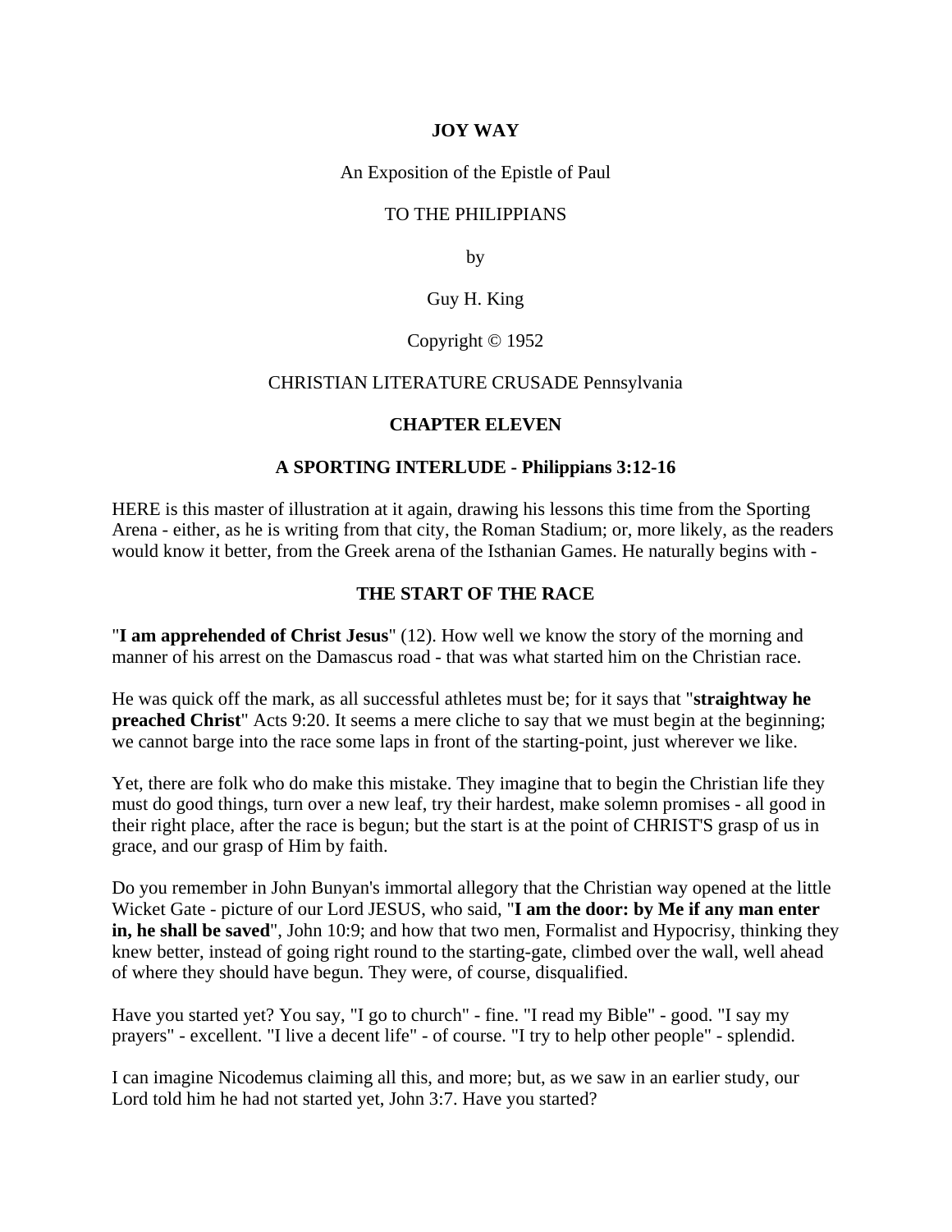**JOY WAY**

An Exposition of the Epistle of Paul

TO THE PHILIPPIANS

by

Guy H. King

Copyright © 1952

CHRISTIAN LITERATURE CRUSADE Pennsylvania

## CHAPTER ELEVEN

## A SPORTING INTERLUDE - Philippians 3:12-16

HERE is this master of illustration at it again, drawing his lessons this time from the Sporting Arena - either, as he is writing from that city, the Roman Stadium; or, more likely, as the readers would know it better, from the Greek arena of the Isthanian Games. He naturally begins with -

### THE START OF THE RACE

"**I am apprehended of Christ Jesus**" (12). How well we know the story of the morning and manner of his arrest on the Damascus road - that was what started him on the Christian race.

He was quick off the mark, as all successful athletes must be; for it says that "**straightway he preached Christ**" Acts 9:20. It seems a mere cliche to say that we must begin at the beginning; we cannot barge into the race some laps in front of the starting-point, just wherever we like.

Yet, there are folk who do make this mistake. They imagine that to begin the Christian life they must do good things, turn over a new leaf, try their hardest, make solemn promises - all good in their right place, after the race is begun; but the start is at the point of CHRIST'S grasp of us in grace, and our grasp of Him by faith.

Do you remember in John Bunyan's immortal allegory that the Christian way opened at the little Wicket Gate - picture of our Lord JESUS, who said, "**I am the door: by Me if any man enter in, he shall be saved**", John 10:9; and how that two men, Formalist and Hypocrisy, thinking they knew better, instead of going right round to the starting-gate, climbed over the wall, well ahead of where they should have begun. They were, of course, disqualified.

Have you started yet? You say, "I go to church" - fine. "I read my Bible" - good. "I say my prayers" - excellent. "I live a decent life" - of course. "I try to help other people" - splendid.

I can imagine Nicodemus claiming all this, and more; but, as we saw in an earlier study, our Lord told him he had not started yet, John 3:7. Have you started?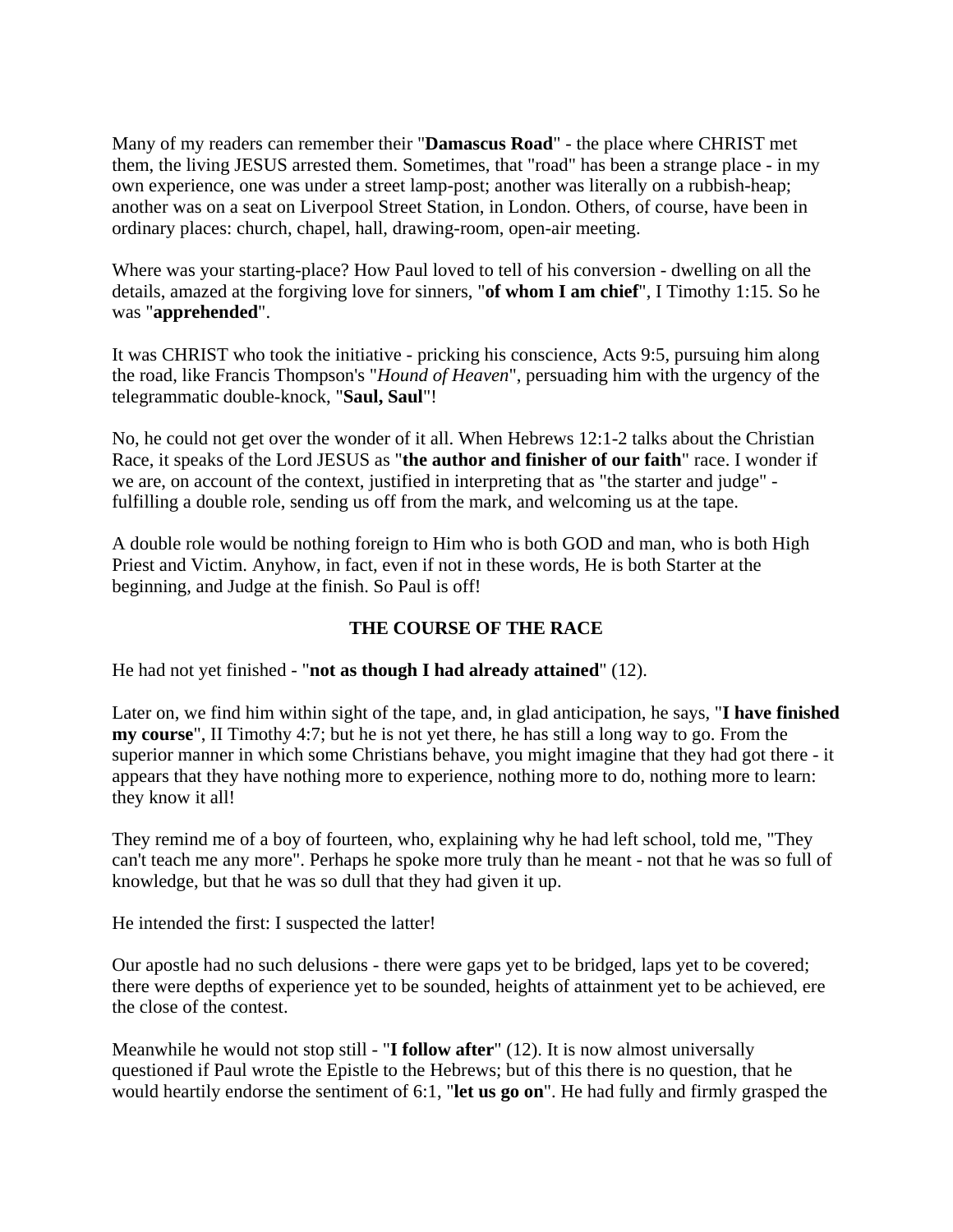Many of my readers can remember their "**Damascus Road**" - the place where CHRIST met them, the living JESUS arrested them. Sometimes, that "road" has been a strange place - in my own experience, one was under a street lamp-post; another was literally on a rubbish-heap; another was on a seat on Liverpool Street Station, in London. Others, of course, have been in ordinary places: church, chapel, hall, drawing-room, open-air meeting.

Where was your starting-place? How Paul loved to tell of his conversion - dwelling on all the details, amazed at the forgiving love for sinners, "**of whom I am chief**", I Timothy 1:15. So he was "**apprehended**".

It was CHRIST who took the initiative - pricking his conscience, Acts 9:5, pursuing him along the road, like Francis Thompson's "*Hound of Heaven*", persuading him with the urgency of the telegrammatic double-knock, "**Saul, Saul**"!

No, he could not get over the wonder of it all. When Hebrews 12:1-2 talks about the Christian Race, it speaks of the Lord JESUS as "**the author and finisher of our faith**" race. I wonder if we are, on account of the context, justified in interpreting that as "the starter and judge" - fulfilling a double role, sending us off from the mark, and welcoming us at the tape.

A double role would be nothing foreign to Him who is both GOD and man, who is both High Priest and Victim. Anyhow, in fact, even if not in these words, He is both Starter at the beginning, and Judge at the finish. So Paul is off!

## THE COURSE OF THE RACE

He had not yet finished - "**not as though I had already attained**" (12).

Later on, we find him within sight of the tape, and, in glad anticipation, he says, "**I have finished my course**", II Timothy 4:7; but he is not yet there, he has still a long way to go. From the superior manner in which some Christians behave, you might imagine that they had got there - it appears that they have nothing more to experience, nothing more to do, nothing more to learn: they know it all!

They remind me of a boy of fourteen, who, explaining why he had left school, told me, "They can't teach me any more". Perhaps he spoke more truly than he meant - not that he was so full of knowledge, but that he was so dull that they had given it up.

He intended the first: I suspected the latter!

Our apostle had no such delusions - there were gaps yet to be bridged, laps yet to be covered; there were depths of experience yet to be sounded, heights of attainment yet to be achieved, ere the close of the contest.

Meanwhile he would not stop still - "**I follow after**" (12). It is now almost universally questioned if Paul wrote the Epistle to the Hebrews; but of this there is no question, that he would heartily endorse the sentiment of 6:1, "**let us go on**". He had fully and firmly grasped the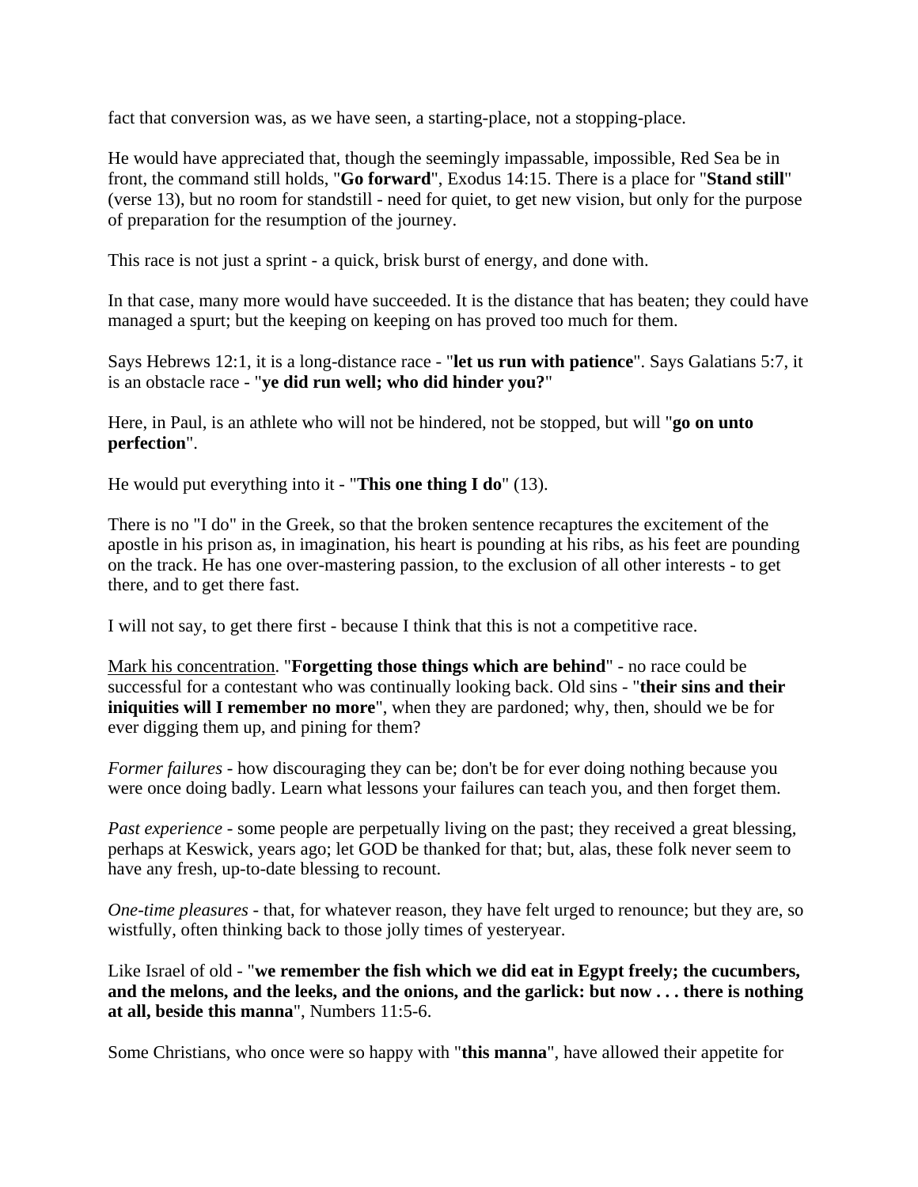fact that conversion was, as we have seen, a starting-place, not a stopping-place.

He would have appreciated that, though the seemingly impassable, impossible, Red Sea be in front, the command still holds, "**Go forward**", Exodus 14:15. There is a place for "**Stand still**" (verse 13), but no room for standstill - need for quiet, to get new vision, but only for the purpose of preparation for the resumption of the journey.

This race is not just a sprint - a quick, brisk burst of energy, and done with.

In that case, many more would have succeeded. It is the distance that has beaten; they could have managed a spurt; but the keeping on keeping on has proved too much for them.

Says Hebrews 12:1, it is a long-distance race - "**let us run with patience**". Says Galatians 5:7, it is an obstacle race - "**ye did run well; who did hinder you?**"

Here, in Paul, is an athlete who will not be hindered, not be stopped, but will "**go on unto perfection**".

He would put everything into it - "**This one thing I do**" (13).

There is no "I do" in the Greek, so that the broken sentence recaptures the excitement of the apostle in his prison as, in imagination, his heart is pounding at his ribs, as his feet are pounding on the track. He has one over-mastering passion, to the exclusion of all other interests - to get there, and to get there fast.

I will not say, to get there first - because I think that this is not a competitive race.

<u>Mark his concentration</u>. "**Forgetting those things which are behind**" - no race could be successful for a contestant who was continually looking back. Old sins - "**their sins and their iniquities will I remember no more**", when they are pardoned; why, then, should we be for ever digging them up, and pining for them?

*Former failures* - how discouraging they can be; don't be for ever doing nothing because you were once doing badly. Learn what lessons your failures can teach you, and then forget them.

*Past experience* - some people are perpetually living on the past; they received a great blessing, perhaps at Keswick, years ago; let GOD be thanked for that; but, alas, these folk never seem to have any fresh, up-to-date blessing to recount.

*One-time pleasures* - that, for whatever reason, they have felt urged to renounce; but they are, so wistfully, often thinking back to those jolly times of yesteryear.

Like Israel of old - "**we remember the fish which we did eat in Egypt freely; the cucumbers, and the melons, and the leeks, and the onions, and the garlick: but now . . . there is nothing at all, beside this manna**", Numbers 11:5-6.

Some Christians, who once were so happy with "**this manna**", have allowed their appetite for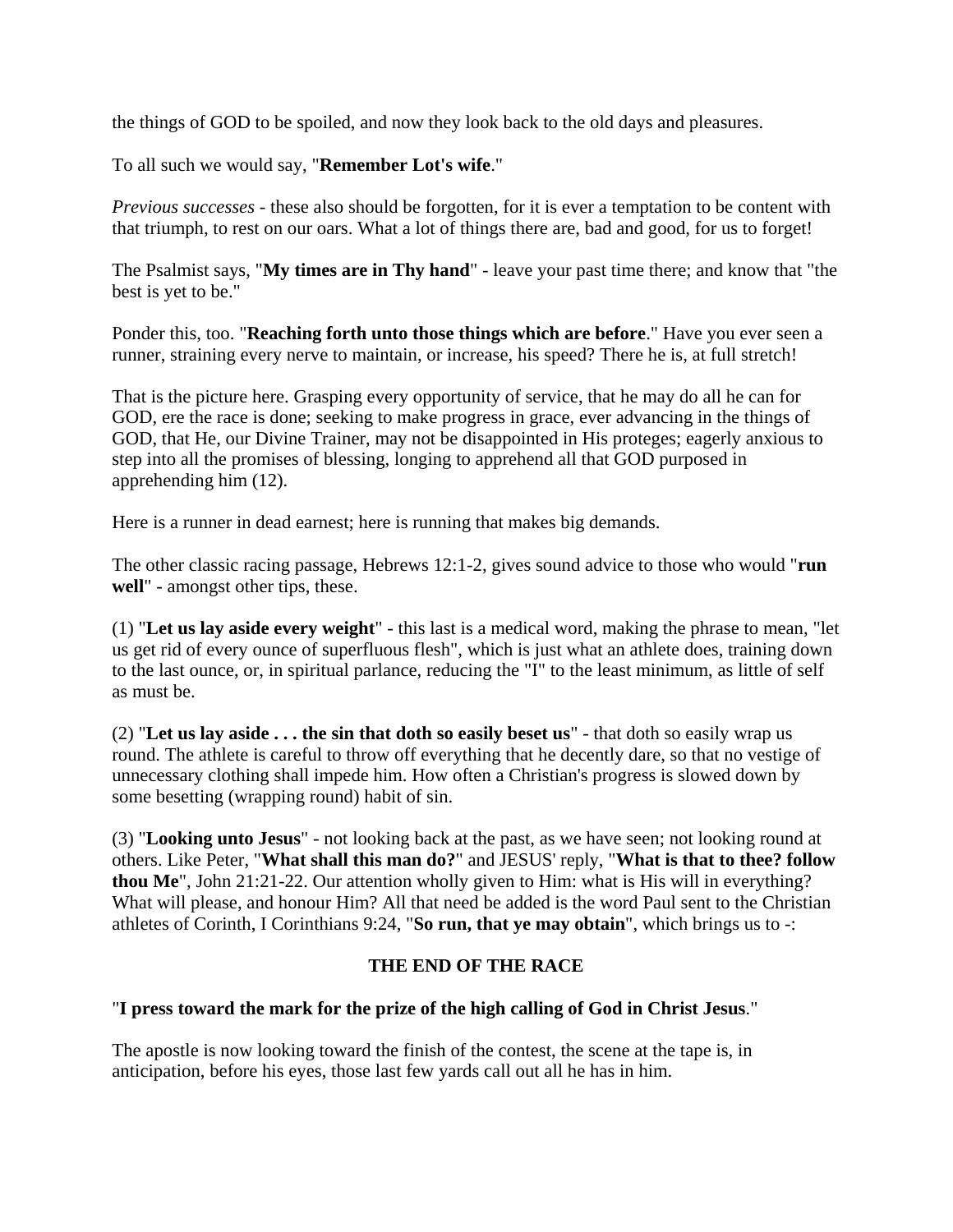the things of GOD to be spoiled, and now they look back to the old days and pleasures.

To all such we would say, "**Remember Lot's wife**."

*Previous successes* - these also should be forgotten, for it is ever a temptation to be content with that triumph, to rest on our oars. What a lot of things there are, bad and good, for us to forget!

The Psalmist says, "**My times are in Thy hand**" - leave your past time there; and know that "the best is yet to be."

Ponder this, too. "**Reaching forth unto those things which are before**." Have you ever seen a runner, straining every nerve to maintain, or increase, his speed? There he is, at full stretch!

That is the picture here. Grasping every opportunity of service, that he may do all he can for GOD, ere the race is done; seeking to make progress in grace, ever advancing in the things of GOD, that He, our Divine Trainer, may not be disappointed in His proteges; eagerly anxious to step into all the promises of blessing, longing to apprehend all that GOD purposed in apprehending him (12).

Here is a runner in dead earnest; here is running that makes big demands.

The other classic racing passage, Hebrews 12:1-2, gives sound advice to those who would "**run well**" - amongst other tips, these.

(1) "**Let us lay aside every weight**" - this last is a medical word, making the phrase to mean, "let us get rid of every ounce of superfluous flesh", which is just what an athlete does, training down to the last ounce, or, in spiritual parlance, reducing the "I" to the least minimum, as little of self as must be.

(2) "**Let us lay aside . . . the sin that doth so easily beset us**" - that doth so easily wrap us round. The athlete is careful to throw off everything that he decently dare, so that no vestige of unnecessary clothing shall impede him. How often a Christian's progress is slowed down by some besetting (wrapping round) habit of sin.

(3) "**Looking unto Jesus**" - not looking back at the past, as we have seen; not looking round at others. Like Peter, "**What shall this man do?**" and JESUS' reply, "**What is that to thee? follow thou Me**", John 21:21-22. Our attention wholly given to Him: what is His will in everything? What will please, and honour Him? All that need be added is the word Paul sent to the Christian athletes of Corinth, I Corinthians 9:24, "**So run, that ye may obtain**", which brings us to -:

## THE END OF THE RACE

"**I press toward the mark for the prize of the high calling of God in Christ Jesus**."

The apostle is now looking toward the finish of the contest, the scene at the tape is, in anticipation, before his eyes, those last few yards call out all he has in him.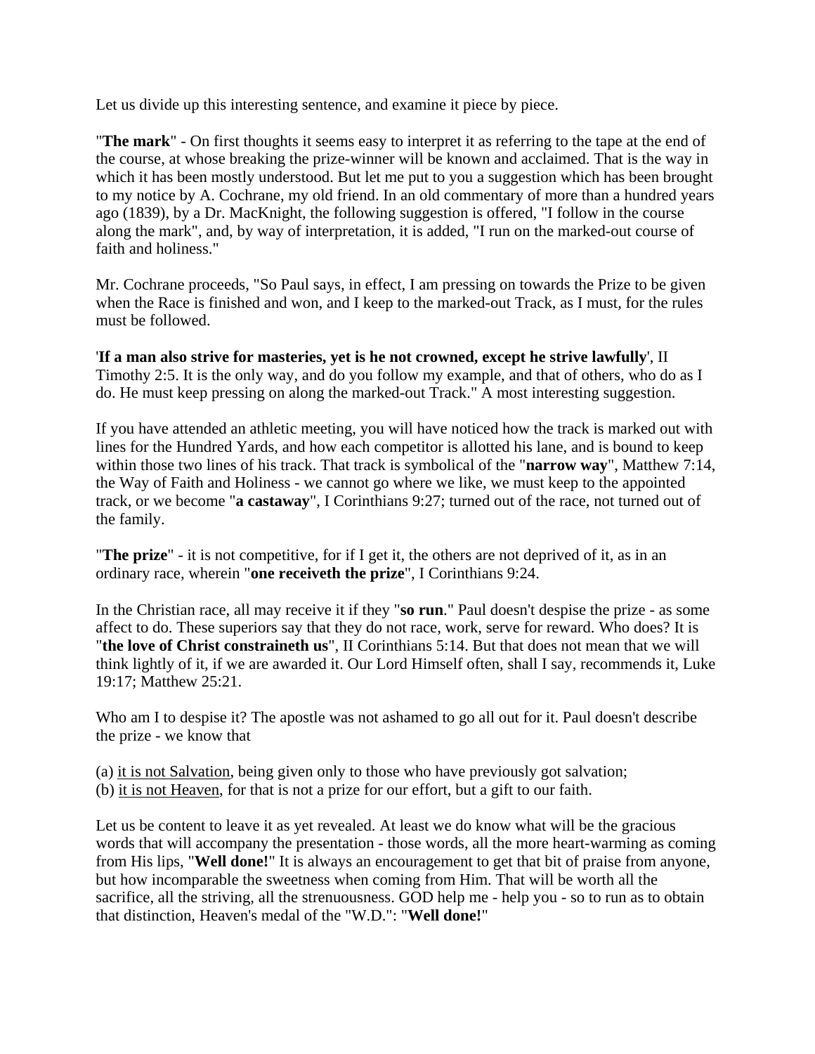Let us divide up this interesting sentence, and examine it piece by piece.

"**The mark**" - On first thoughts it seems easy to interpret it as referring to the tape at the end of the course, at whose breaking the prize-winner will be known and acclaimed. That is the way in which it has been mostly understood. But let me put to you a suggestion which has been brought to my notice by A. Cochrane, my old friend. In an old commentary of more than a hundred years ago (1839), by a Dr. MacKnight, the following suggestion is offered, "I follow in the course along the mark", and, by way of interpretation, it is added, "I run on the marked-out course of faith and holiness."

Mr. Cochrane proceeds, "So Paul says, in effect, I am pressing on towards the Prize to be given when the Race is finished and won, and I keep to the marked-out Track, as I must, for the rules must be followed.

'**If a man also strive for masteries, yet is he not crowned, except he strive lawfully**', II Timothy 2:5. It is the only way, and do you follow my example, and that of others, who do as I do. He must keep pressing on along the marked-out Track." A most interesting suggestion.

If you have attended an athletic meeting, you will have noticed how the track is marked out with lines for the Hundred Yards, and how each competitor is allotted his lane, and is bound to keep within those two lines of his track. That track is symbolical of the "**narrow way**", Matthew 7:14, the Way of Faith and Holiness - we cannot go where we like, we must keep to the appointed track, or we become "**a castaway**", I Corinthians 9:27; turned out of the race, not turned out of the family.

"**The prize**" - it is not competitive, for if I get it, the others are not deprived of it, as in an ordinary race, wherein "**one receiveth the prize**", I Corinthians 9:24.

In the Christian race, all may receive it if they "**so run**." Paul doesn't despise the prize - as some affect to do. These superiors say that they do not race, work, serve for reward. Who does? It is "**the love of Christ constraineth us**", II Corinthians 5:14. But that does not mean that we will think lightly of it, if we are awarded it. Our Lord Himself often, shall I say, recommends it, Luke 19:17; Matthew 25:21.

Who am I to despise it? The apostle was not ashamed to go all out for it. Paul doesn't describe the prize - we know that

(a) <u>it is not Salvation</u>, being given only to those who have previously got salvation;
(b) <u>it is not Heaven</u>, for that is not a prize for our effort, but a gift to our faith.

Let us be content to leave it as yet revealed. At least we do know what will be the gracious words that will accompany the presentation - those words, all the more heart-warming as coming from His lips, "**Well done!**" It is always an encouragement to get that bit of praise from anyone, but how incomparable the sweetness when coming from Him. That will be worth all the sacrifice, all the striving, all the strenuousness. GOD help me - help you - so to run as to obtain that distinction, Heaven's medal of the "W.D.": "**Well done!**"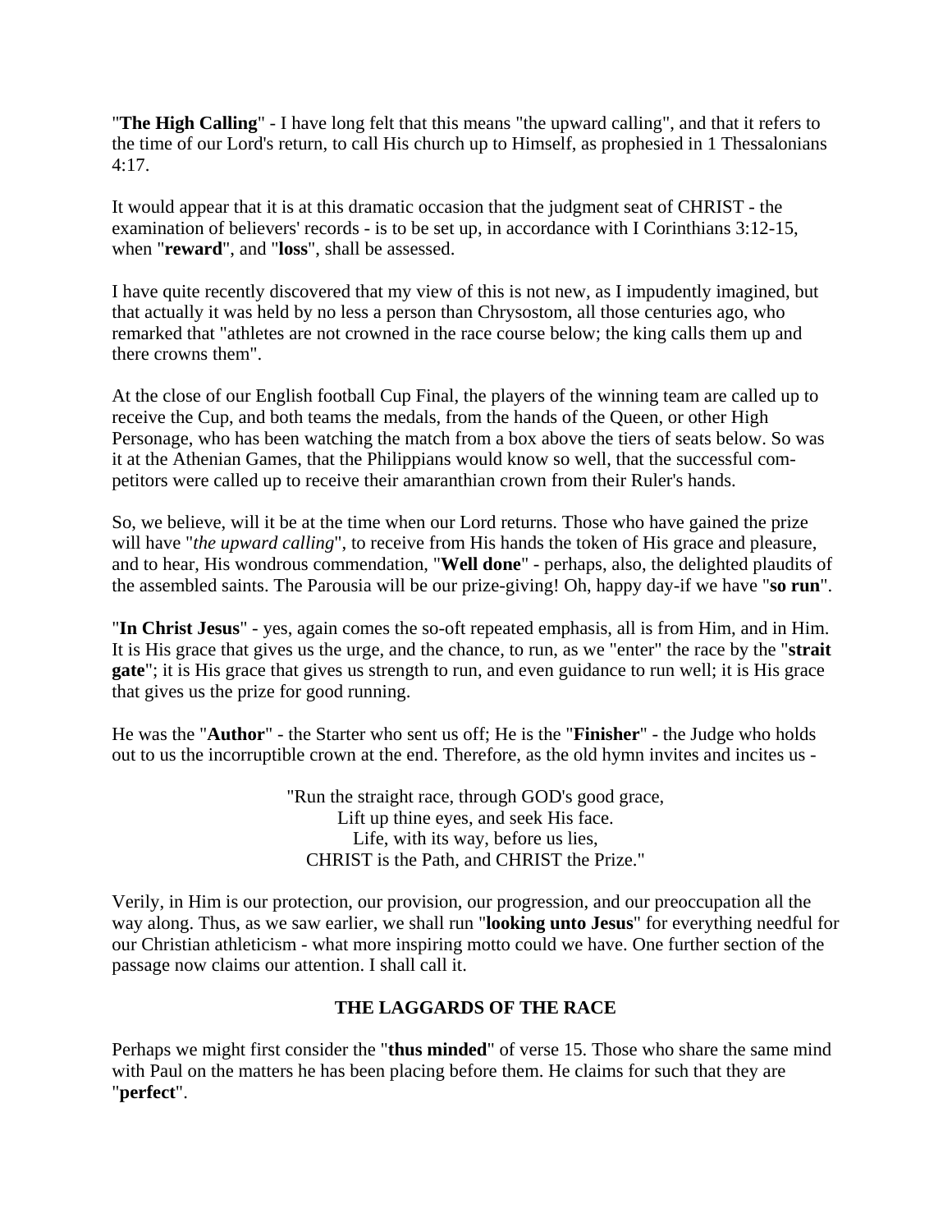"**The High Calling**" - I have long felt that this means "the upward calling", and that it refers to the time of our Lord's return, to call His church up to Himself, as prophesied in 1 Thessalonians 4:17.

It would appear that it is at this dramatic occasion that the judgment seat of CHRIST - the examination of believers' records - is to be set up, in accordance with I Corinthians 3:12-15, when "**reward**", and "**loss**", shall be assessed.

I have quite recently discovered that my view of this is not new, as I impudently imagined, but that actually it was held by no less a person than Chrysostom, all those centuries ago, who remarked that "athletes are not crowned in the race course below; the king calls them up and there crowns them".

At the close of our English football Cup Final, the players of the winning team are called up to receive the Cup, and both teams the medals, from the hands of the Queen, or other High Personage, who has been watching the match from a box above the tiers of seats below. So was it at the Athenian Games, that the Philippians would know so well, that the successful competitors were called up to receive their amaranthian crown from their Ruler's hands.

So, we believe, will it be at the time when our Lord returns. Those who have gained the prize will have "*the upward calling*", to receive from His hands the token of His grace and pleasure, and to hear, His wondrous commendation, "**Well done**" - perhaps, also, the delighted plaudits of the assembled saints. The Parousia will be our prize-giving! Oh, happy day-if we have "**so run**".

"**In Christ Jesus**" - yes, again comes the so-oft repeated emphasis, all is from Him, and in Him. It is His grace that gives us the urge, and the chance, to run, as we "enter" the race by the "**strait gate**"; it is His grace that gives us strength to run, and even guidance to run well; it is His grace that gives us the prize for good running.

He was the "**Author**" - the Starter who sent us off; He is the "**Finisher**" - the Judge who holds out to us the incorruptible crown at the end. Therefore, as the old hymn invites and incites us -

"Run the straight race, through GOD's good grace,  
Lift up thine eyes, and seek His face.  
Life, with its way, before us lies,  
CHRIST is the Path, and CHRIST the Prize."

Verily, in Him is our protection, our provision, our progression, and our preoccupation all the way along. Thus, as we saw earlier, we shall run "**looking unto Jesus**" for everything needful for our Christian athleticism - what more inspiring motto could we have. One further section of the passage now claims our attention. I shall call it.

## THE LAGGARDS OF THE RACE

Perhaps we might first consider the "**thus minded**" of verse 15. Those who share the same mind with Paul on the matters he has been placing before them. He claims for such that they are "**perfect**".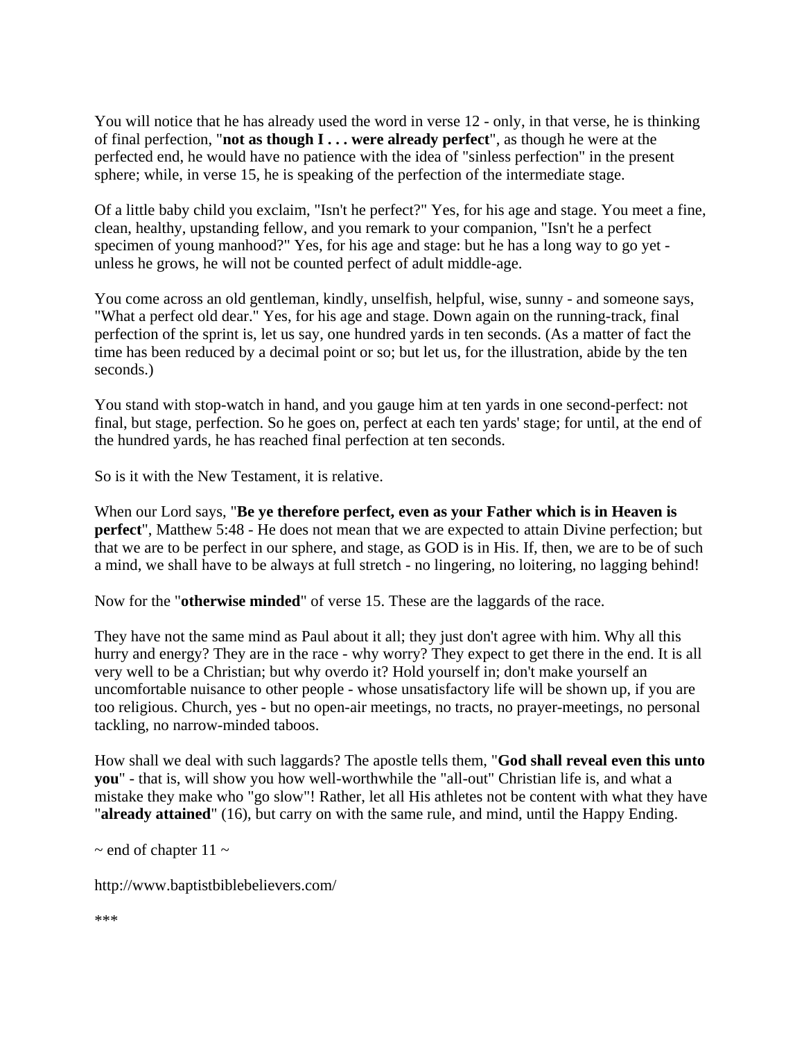You will notice that he has already used the word in verse 12 - only, in that verse, he is thinking of final perfection, "**not as though I . . . were already perfect**", as though he were at the perfected end, he would have no patience with the idea of "sinless perfection" in the present sphere; while, in verse 15, he is speaking of the perfection of the intermediate stage.

Of a little baby child you exclaim, "Isn't he perfect?" Yes, for his age and stage. You meet a fine, clean, healthy, upstanding fellow, and you remark to your companion, "Isn't he a perfect specimen of young manhood?" Yes, for his age and stage: but he has a long way to go yet - unless he grows, he will not be counted perfect of adult middle-age.

You come across an old gentleman, kindly, unselfish, helpful, wise, sunny - and someone says, "What a perfect old dear." Yes, for his age and stage. Down again on the running-track, final perfection of the sprint is, let us say, one hundred yards in ten seconds. (As a matter of fact the time has been reduced by a decimal point or so; but let us, for the illustration, abide by the ten seconds.)

You stand with stop-watch in hand, and you gauge him at ten yards in one second-perfect: not final, but stage, perfection. So he goes on, perfect at each ten yards' stage; for until, at the end of the hundred yards, he has reached final perfection at ten seconds.

So is it with the New Testament, it is relative.

When our Lord says, "**Be ye therefore perfect, even as your Father which is in Heaven is perfect**", Matthew 5:48 - He does not mean that we are expected to attain Divine perfection; but that we are to be perfect in our sphere, and stage, as GOD is in His. If, then, we are to be of such a mind, we shall have to be always at full stretch - no lingering, no loitering, no lagging behind!

Now for the "**otherwise minded**" of verse 15. These are the laggards of the race.

They have not the same mind as Paul about it all; they just don't agree with him. Why all this hurry and energy? They are in the race - why worry? They expect to get there in the end. It is all very well to be a Christian; but why overdo it? Hold yourself in; don't make yourself an uncomfortable nuisance to other people - whose unsatisfactory life will be shown up, if you are too religious. Church, yes - but no open-air meetings, no tracts, no prayer-meetings, no personal tackling, no narrow-minded taboos.

How shall we deal with such laggards? The apostle tells them, "**God shall reveal even this unto you**" - that is, will show you how well-worthwhile the "all-out" Christian life is, and what a mistake they make who "go slow"! Rather, let all His athletes not be content with what they have "**already attained**" (16), but carry on with the same rule, and mind, until the Happy Ending.

~ end of chapter 11 ~

http://www.baptistbiblebelievers.com/

***